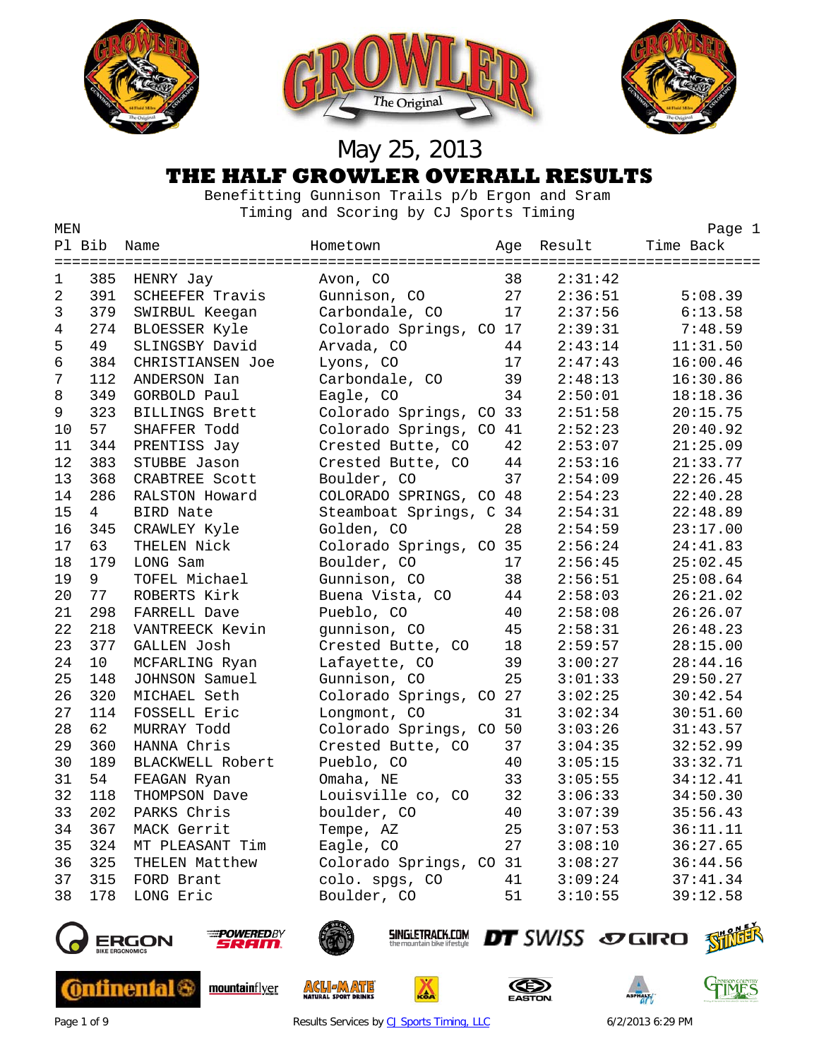May 25, 2013

# THE HALF GROWLER OVERALL RESULTS

Benefitting Gunnison Trails p/b Ergon and Sram

Timing and Scoring by CJ Sports Timing

MEN

| Pl | Bib | Name | Hometown | Age | Result | Time Back |
|---|---|---|---|---|---|---|
| 1 | 385 | HENRY Jay | Avon, CO | 38 | 2:31:42 | |
| 2 | 391 | SCHEEFER Travis | Gunnison, CO | 27 | 2:36:51 | 5:08.39 |
| 3 | 379 | SWIRBUL Keegan | Carbondale, CO | 17 | 2:37:56 | 6:13.58 |
| 4 | 274 | BLOESSER Kyle | Colorado Springs, CO | 17 | 2:39:31 | 7:48.59 |
| 5 | 49 | SLINGSBY David | Arvada, CO | 44 | 2:43:14 | 11:31.50 |
| 6 | 384 | CHRISTIANSEN Joe | Lyons, CO | 17 | 2:47:43 | 16:00.46 |
| 7 | 112 | ANDERSON Ian | Carbondale, CO | 39 | 2:48:13 | 16:30.86 |
| 8 | 349 | GORBOLD Paul | Eagle, CO | 34 | 2:50:01 | 18:18.36 |
| 9 | 323 | BILLINGS Brett | Colorado Springs, CO | 33 | 2:51:58 | 20:15.75 |
| 10 | 57 | SHAFFER Todd | Colorado Springs, CO | 41 | 2:52:23 | 20:40.92 |
| 11 | 344 | PRENTISS Jay | Crested Butte, CO | 42 | 2:53:07 | 21:25.09 |
| 12 | 383 | STUBBE Jason | Crested Butte, CO | 44 | 2:53:16 | 21:33.77 |
| 13 | 368 | CRABTREE Scott | Boulder, CO | 37 | 2:54:09 | 22:26.45 |
| 14 | 286 | RALSTON Howard | COLORADO SPRINGS, CO | 48 | 2:54:23 | 22:40.28 |
| 15 | 4 | BIRD Nate | Steamboat Springs, C | 34 | 2:54:31 | 22:48.89 |
| 16 | 345 | CRAWLEY Kyle | Golden, CO | 28 | 2:54:59 | 23:17.00 |
| 17 | 63 | THELEN Nick | Colorado Springs, CO | 35 | 2:56:24 | 24:41.83 |
| 18 | 179 | LONG Sam | Boulder, CO | 17 | 2:56:45 | 25:02.45 |
| 19 | 9 | TOFEL Michael | Gunnison, CO | 38 | 2:56:51 | 25:08.64 |
| 20 | 77 | ROBERTS Kirk | Buena Vista, CO | 44 | 2:58:03 | 26:21.02 |
| 21 | 298 | FARRELL Dave | Pueblo, CO | 40 | 2:58:08 | 26:26.07 |
| 22 | 218 | VANTREECK Kevin | gunnison, CO | 45 | 2:58:31 | 26:48.23 |
| 23 | 377 | GALLEN Josh | Crested Butte, CO | 18 | 2:59:57 | 28:15.00 |
| 24 | 10 | MCFARLING Ryan | Lafayette, CO | 39 | 3:00:27 | 28:44.16 |
| 25 | 148 | JOHNSON Samuel | Gunnison, CO | 25 | 3:01:33 | 29:50.27 |
| 26 | 320 | MICHAEL Seth | Colorado Springs, CO | 27 | 3:02:25 | 30:42.54 |
| 27 | 114 | FOSSELL Eric | Longmont, CO | 31 | 3:02:34 | 30:51.60 |
| 28 | 62 | MURRAY Todd | Colorado Springs, CO | 50 | 3:03:26 | 31:43.57 |
| 29 | 360 | HANNA Chris | Crested Butte, CO | 37 | 3:04:35 | 32:52.99 |
| 30 | 189 | BLACKWELL Robert | Pueblo, CO | 40 | 3:05:15 | 33:32.71 |
| 31 | 54 | FEAGAN Ryan | Omaha, NE | 33 | 3:05:55 | 34:12.41 |
| 32 | 118 | THOMPSON Dave | Louisville co, CO | 32 | 3:06:33 | 34:50.30 |
| 33 | 202 | PARKS Chris | boulder, CO | 40 | 3:07:39 | 35:56.43 |
| 34 | 367 | MACK Gerrit | Tempe, AZ | 25 | 3:07:53 | 36:11.11 |
| 35 | 324 | MT PLEASANT Tim | Eagle, CO | 27 | 3:08:10 | 36:27.65 |
| 36 | 325 | THELEN Matthew | Colorado Springs, CO | 31 | 3:08:27 | 36:44.56 |
| 37 | 315 | FORD Brant | colo. spgs, CO | 41 | 3:09:24 | 37:41.34 |
| 38 | 178 | LONG Eric | Boulder, CO | 51 | 3:10:55 | 39:12.58 |

Results Services by CJ Sports Timing, LLC

6/2/2013 6:29 PM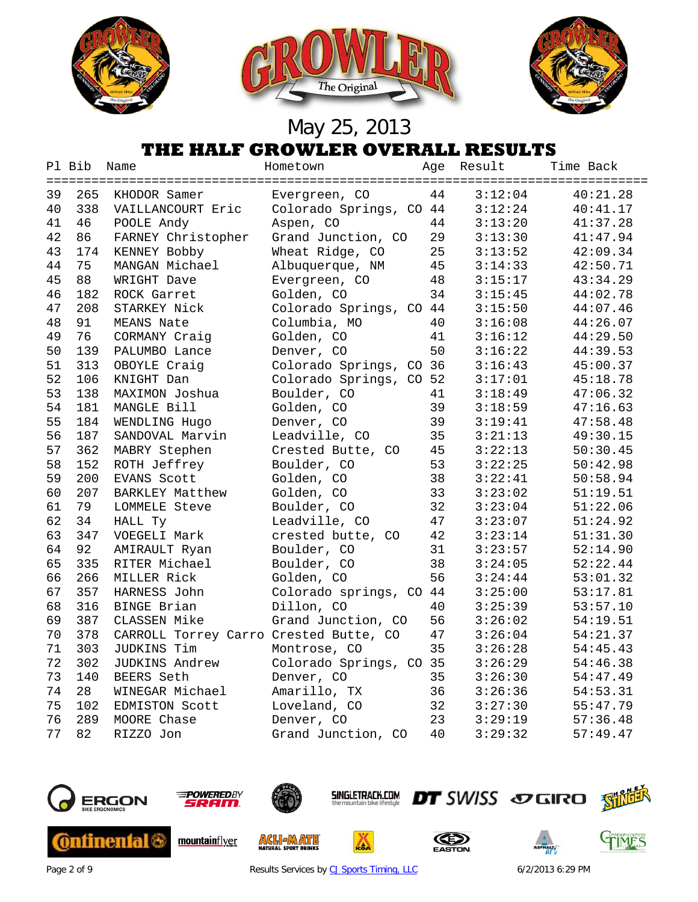May 25, 2013

## THE HALF GROWLER OVERALL RESULTS

| Pl | Bib | Name | Hometown | Age | Result | Time Back |
|---|---|---|---|---|---|---|
| 39 | 265 | KHODOR Samer | Evergreen, CO | 44 | 3:12:04 | 40:21.28 |
| 40 | 338 | VAILLANCOURT Eric | Colorado Springs, CO | 44 | 3:12:24 | 40:41.17 |
| 41 | 46 | POOLE Andy | Aspen, CO | 44 | 3:13:20 | 41:37.28 |
| 42 | 86 | FARNEY Christopher | Grand Junction, CO | 29 | 3:13:30 | 41:47.94 |
| 43 | 174 | KENNEY Bobby | Wheat Ridge, CO | 25 | 3:13:52 | 42:09.34 |
| 44 | 75 | MANGAN Michael | Albuquerque, NM | 45 | 3:14:33 | 42:50.71 |
| 45 | 88 | WRIGHT Dave | Evergreen, CO | 48 | 3:15:17 | 43:34.29 |
| 46 | 182 | ROCK Garret | Golden, CO | 34 | 3:15:45 | 44:02.78 |
| 47 | 208 | STARKEY Nick | Colorado Springs, CO | 44 | 3:15:50 | 44:07.46 |
| 48 | 91 | MEANS Nate | Columbia, MO | 40 | 3:16:08 | 44:26.07 |
| 49 | 76 | CORMANY Craig | Golden, CO | 41 | 3:16:12 | 44:29.50 |
| 50 | 139 | PALUMBO Lance | Denver, CO | 50 | 3:16:22 | 44:39.53 |
| 51 | 313 | OBOYLE Craig | Colorado Springs, CO | 36 | 3:16:43 | 45:00.37 |
| 52 | 106 | KNIGHT Dan | Colorado Springs, CO | 52 | 3:17:01 | 45:18.78 |
| 53 | 138 | MAXIMON Joshua | Boulder, CO | 41 | 3:18:49 | 47:06.32 |
| 54 | 181 | MANGLE Bill | Golden, CO | 39 | 3:18:59 | 47:16.63 |
| 55 | 184 | WENDLING Hugo | Denver, CO | 39 | 3:19:41 | 47:58.48 |
| 56 | 187 | SANDOVAL Marvin | Leadville, CO | 35 | 3:21:13 | 49:30.15 |
| 57 | 362 | MABRY Stephen | Crested Butte, CO | 45 | 3:22:13 | 50:30.45 |
| 58 | 152 | ROTH Jeffrey | Boulder, CO | 53 | 3:22:25 | 50:42.98 |
| 59 | 200 | EVANS Scott | Golden, CO | 38 | 3:22:41 | 50:58.94 |
| 60 | 207 | BARKLEY Matthew | Golden, CO | 33 | 3:23:02 | 51:19.51 |
| 61 | 79 | LOMMELE Steve | Boulder, CO | 32 | 3:23:04 | 51:22.06 |
| 62 | 34 | HALL Ty | Leadville, CO | 47 | 3:23:07 | 51:24.92 |
| 63 | 347 | VOEGELI Mark | crested butte, CO | 42 | 3:23:14 | 51:31.30 |
| 64 | 92 | AMIRAULT Ryan | Boulder, CO | 31 | 3:23:57 | 52:14.90 |
| 65 | 335 | RITER Michael | Boulder, CO | 38 | 3:24:05 | 52:22.44 |
| 66 | 266 | MILLER Rick | Golden, CO | 56 | 3:24:44 | 53:01.32 |
| 67 | 357 | HARNESS John | Colorado springs, CO | 44 | 3:25:00 | 53:17.81 |
| 68 | 316 | BINGE Brian | Dillon, CO | 40 | 3:25:39 | 53:57.10 |
| 69 | 387 | CLASSEN Mike | Grand Junction, CO | 56 | 3:26:02 | 54:19.51 |
| 70 | 378 | CARROLL Torrey Carro | Crested Butte, CO | 47 | 3:26:04 | 54:21.37 |
| 71 | 303 | JUDKINS Tim | Montrose, CO | 35 | 3:26:28 | 54:45.43 |
| 72 | 302 | JUDKINS Andrew | Colorado Springs, CO | 35 | 3:26:29 | 54:46.38 |
| 73 | 140 | BEERS Seth | Denver, CO | 35 | 3:26:30 | 54:47.49 |
| 74 | 28 | WINEGAR Michael | Amarillo, TX | 36 | 3:26:36 | 54:53.31 |
| 75 | 102 | EDMISTON Scott | Loveland, CO | 32 | 3:27:30 | 55:47.79 |
| 76 | 289 | MOORE Chase | Denver, CO | 23 | 3:29:19 | 57:36.48 |
| 77 | 82 | RIZZO Jon | Grand Junction, CO | 40 | 3:29:32 | 57:49.47 |

Results Services by CJ Sports Timing, LLC

6/2/2013 6:29 PM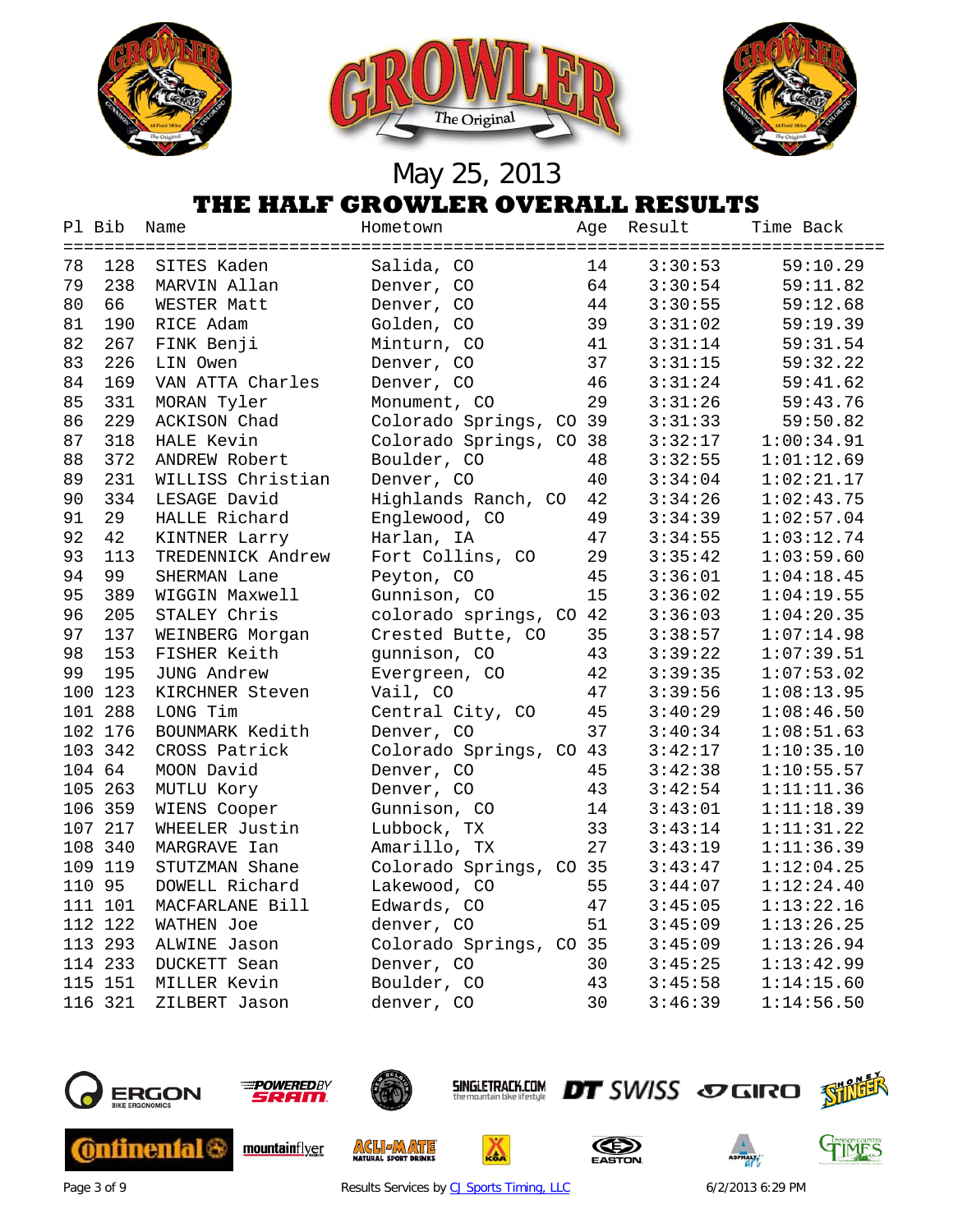May 25, 2013

# THE HALF GROWLER OVERALL RESULTS

| Pl | Bib | Name | Hometown | Age | Result | Time Back |
|---|---|---|---|---|---|---|
| 78 | 128 | SITES Kaden | Salida, CO | 14 | 3:30:53 | 59:10.29 |
| 79 | 238 | MARVIN Allan | Denver, CO | 64 | 3:30:54 | 59:11.82 |
| 80 | 66 | WESTER Matt | Denver, CO | 44 | 3:30:55 | 59:12.68 |
| 81 | 190 | RICE Adam | Golden, CO | 39 | 3:31:02 | 59:19.39 |
| 82 | 267 | FINK Benji | Minturn, CO | 41 | 3:31:14 | 59:31.54 |
| 83 | 226 | LIN Owen | Denver, CO | 37 | 3:31:15 | 59:32.22 |
| 84 | 169 | VAN ATTA Charles | Denver, CO | 46 | 3:31:24 | 59:41.62 |
| 85 | 331 | MORAN Tyler | Monument, CO | 29 | 3:31:26 | 59:43.76 |
| 86 | 229 | ACKISON Chad | Colorado Springs, CO | 39 | 3:31:33 | 59:50.82 |
| 87 | 318 | HALE Kevin | Colorado Springs, CO | 38 | 3:32:17 | 1:00:34.91 |
| 88 | 372 | ANDREW Robert | Boulder, CO | 48 | 3:32:55 | 1:01:12.69 |
| 89 | 231 | WILLISS Christian | Denver, CO | 40 | 3:34:04 | 1:02:21.17 |
| 90 | 334 | LESAGE David | Highlands Ranch, CO | 42 | 3:34:26 | 1:02:43.75 |
| 91 | 29 | HALLE Richard | Englewood, CO | 49 | 3:34:39 | 1:02:57.04 |
| 92 | 42 | KINTNER Larry | Harlan, IA | 47 | 3:34:55 | 1:03:12.74 |
| 93 | 113 | TREDENNICK Andrew | Fort Collins, CO | 29 | 3:35:42 | 1:03:59.60 |
| 94 | 99 | SHERMAN Lane | Peyton, CO | 45 | 3:36:01 | 1:04:18.45 |
| 95 | 389 | WIGGIN Maxwell | Gunnison, CO | 15 | 3:36:02 | 1:04:19.55 |
| 96 | 205 | STALEY Chris | colorado springs, CO | 42 | 3:36:03 | 1:04:20.35 |
| 97 | 137 | WEINBERG Morgan | Crested Butte, CO | 35 | 3:38:57 | 1:07:14.98 |
| 98 | 153 | FISHER Keith | gunnison, CO | 43 | 3:39:22 | 1:07:39.51 |
| 99 | 195 | JUNG Andrew | Evergreen, CO | 42 | 3:39:35 | 1:07:53.02 |
| 100 | 123 | KIRCHNER Steven | Vail, CO | 47 | 3:39:56 | 1:08:13.95 |
| 101 | 288 | LONG Tim | Central City, CO | 45 | 3:40:29 | 1:08:46.50 |
| 102 | 176 | BOUNMARK Kedith | Denver, CO | 37 | 3:40:34 | 1:08:51.63 |
| 103 | 342 | CROSS Patrick | Colorado Springs, CO | 43 | 3:42:17 | 1:10:35.10 |
| 104 | 64 | MOON David | Denver, CO | 45 | 3:42:38 | 1:10:55.57 |
| 105 | 263 | MUTLU Kory | Denver, CO | 43 | 3:42:54 | 1:11:11.36 |
| 106 | 359 | WIENS Cooper | Gunnison, CO | 14 | 3:43:01 | 1:11:18.39 |
| 107 | 217 | WHEELER Justin | Lubbock, TX | 33 | 3:43:14 | 1:11:31.22 |
| 108 | 340 | MARGRAVE Ian | Amarillo, TX | 27 | 3:43:19 | 1:11:36.39 |
| 109 | 119 | STUTZMAN Shane | Colorado Springs, CO | 35 | 3:43:47 | 1:12:04.25 |
| 110 | 95 | DOWELL Richard | Lakewood, CO | 55 | 3:44:07 | 1:12:24.40 |
| 111 | 101 | MACFARLANE Bill | Edwards, CO | 47 | 3:45:05 | 1:13:22.16 |
| 112 | 122 | WATHEN Joe | denver, CO | 51 | 3:45:09 | 1:13:26.25 |
| 113 | 293 | ALWINE Jason | Colorado Springs, CO | 35 | 3:45:09 | 1:13:26.94 |
| 114 | 233 | DUCKETT Sean | Denver, CO | 30 | 3:45:25 | 1:13:42.99 |
| 115 | 151 | MILLER Kevin | Boulder, CO | 43 | 3:45:58 | 1:14:15.60 |
| 116 | 321 | ZILBERT Jason | denver, CO | 30 | 3:46:39 | 1:14:56.50 |

Results Services by CJ Sports Timing, LLC — 6/2/2013 6:29 PM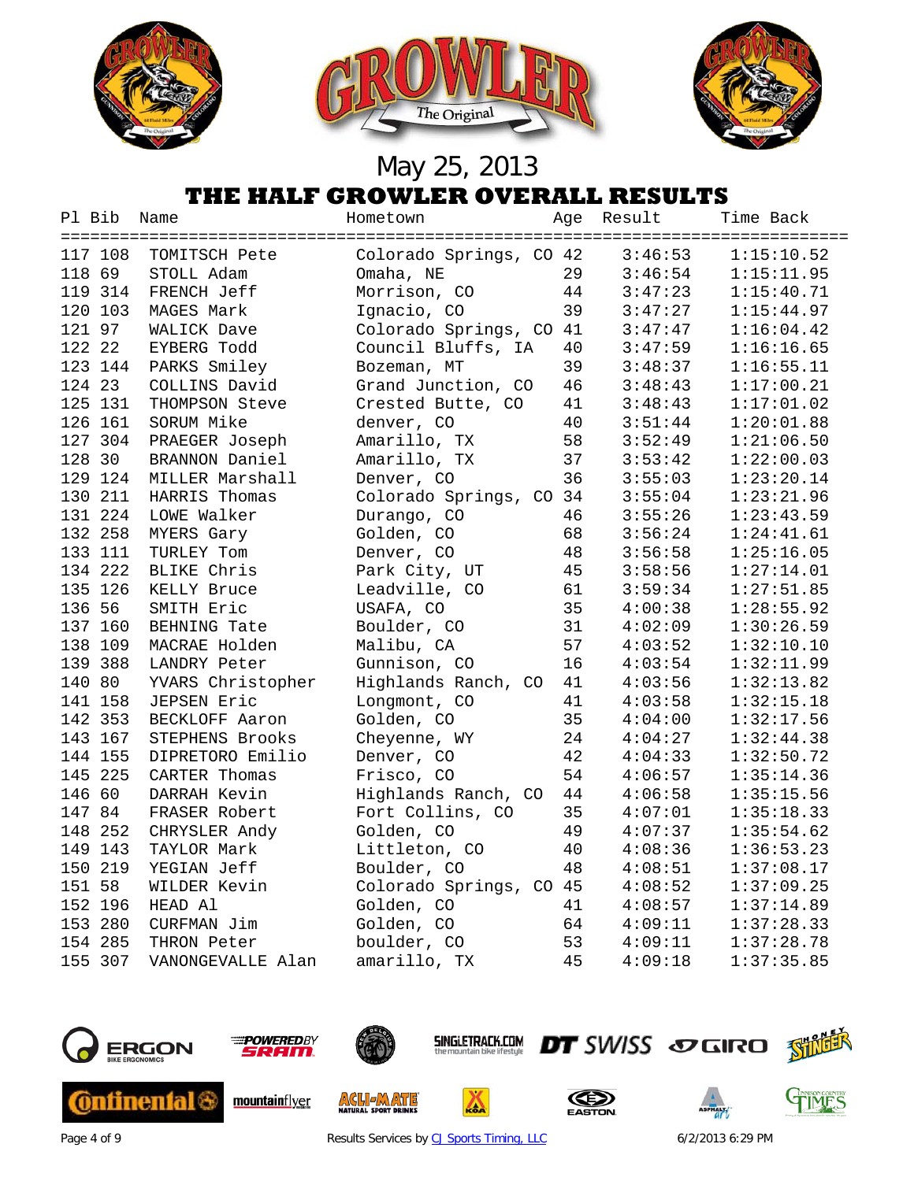May 25, 2013

# THE HALF GROWLER OVERALL RESULTS

| Pl | Bib | Name | Hometown | Age | Result | Time Back |
|---|---|---|---|---|---|---|
| 117 | 108 | TOMITSCH Pete | Colorado Springs, CO | 42 | 3:46:53 | 1:15:10.52 |
| 118 | 69 | STOLL Adam | Omaha, NE | 29 | 3:46:54 | 1:15:11.95 |
| 119 | 314 | FRENCH Jeff | Morrison, CO | 44 | 3:47:23 | 1:15:40.71 |
| 120 | 103 | MAGES Mark | Ignacio, CO | 39 | 3:47:27 | 1:15:44.97 |
| 121 | 97 | WALICK Dave | Colorado Springs, CO | 41 | 3:47:47 | 1:16:04.42 |
| 122 | 22 | EYBERG Todd | Council Bluffs, IA | 40 | 3:47:59 | 1:16:16.65 |
| 123 | 144 | PARKS Smiley | Bozeman, MT | 39 | 3:48:37 | 1:16:55.11 |
| 124 | 23 | COLLINS David | Grand Junction, CO | 46 | 3:48:43 | 1:17:00.21 |
| 125 | 131 | THOMPSON Steve | Crested Butte, CO | 41 | 3:48:43 | 1:17:01.02 |
| 126 | 161 | SORUM Mike | denver, CO | 40 | 3:51:44 | 1:20:01.88 |
| 127 | 304 | PRAEGER Joseph | Amarillo, TX | 58 | 3:52:49 | 1:21:06.50 |
| 128 | 30 | BRANNON Daniel | Amarillo, TX | 37 | 3:53:42 | 1:22:00.03 |
| 129 | 124 | MILLER Marshall | Denver, CO | 36 | 3:55:03 | 1:23:20.14 |
| 130 | 211 | HARRIS Thomas | Colorado Springs, CO | 34 | 3:55:04 | 1:23:21.96 |
| 131 | 224 | LOWE Walker | Durango, CO | 46 | 3:55:26 | 1:23:43.59 |
| 132 | 258 | MYERS Gary | Golden, CO | 68 | 3:56:24 | 1:24:41.61 |
| 133 | 111 | TURLEY Tom | Denver, CO | 48 | 3:56:58 | 1:25:16.05 |
| 134 | 222 | BLIKE Chris | Park City, UT | 45 | 3:58:56 | 1:27:14.01 |
| 135 | 126 | KELLY Bruce | Leadville, CO | 61 | 3:59:34 | 1:27:51.85 |
| 136 | 56 | SMITH Eric | USAFA, CO | 35 | 4:00:38 | 1:28:55.92 |
| 137 | 160 | BEHNING Tate | Boulder, CO | 31 | 4:02:09 | 1:30:26.59 |
| 138 | 109 | MACRAE Holden | Malibu, CA | 57 | 4:03:52 | 1:32:10.10 |
| 139 | 388 | LANDRY Peter | Gunnison, CO | 16 | 4:03:54 | 1:32:11.99 |
| 140 | 80 | YVARS Christopher | Highlands Ranch, CO | 41 | 4:03:56 | 1:32:13.82 |
| 141 | 158 | JEPSEN Eric | Longmont, CO | 41 | 4:03:58 | 1:32:15.18 |
| 142 | 353 | BECKLOFF Aaron | Golden, CO | 35 | 4:04:00 | 1:32:17.56 |
| 143 | 167 | STEPHENS Brooks | Cheyenne, WY | 24 | 4:04:27 | 1:32:44.38 |
| 144 | 155 | DIPRETORO Emilio | Denver, CO | 42 | 4:04:33 | 1:32:50.72 |
| 145 | 225 | CARTER Thomas | Frisco, CO | 54 | 4:06:57 | 1:35:14.36 |
| 146 | 60 | DARRAH Kevin | Highlands Ranch, CO | 44 | 4:06:58 | 1:35:15.56 |
| 147 | 84 | FRASER Robert | Fort Collins, CO | 35 | 4:07:01 | 1:35:18.33 |
| 148 | 252 | CHRYSLER Andy | Golden, CO | 49 | 4:07:37 | 1:35:54.62 |
| 149 | 143 | TAYLOR Mark | Littleton, CO | 40 | 4:08:36 | 1:36:53.23 |
| 150 | 219 | YEGIAN Jeff | Boulder, CO | 48 | 4:08:51 | 1:37:08.17 |
| 151 | 58 | WILDER Kevin | Colorado Springs, CO | 45 | 4:08:52 | 1:37:09.25 |
| 152 | 196 | HEAD Al | Golden, CO | 41 | 4:08:57 | 1:37:14.89 |
| 153 | 280 | CURFMAN Jim | Golden, CO | 64 | 4:09:11 | 1:37:28.33 |
| 154 | 285 | THRON Peter | boulder, CO | 53 | 4:09:11 | 1:37:28.78 |
| 155 | 307 | VANONGEVALLE Alan | amarillo, TX | 45 | 4:09:18 | 1:37:35.85 |

Results Services by CJ Sports Timing, LLC — 6/2/2013 6:29 PM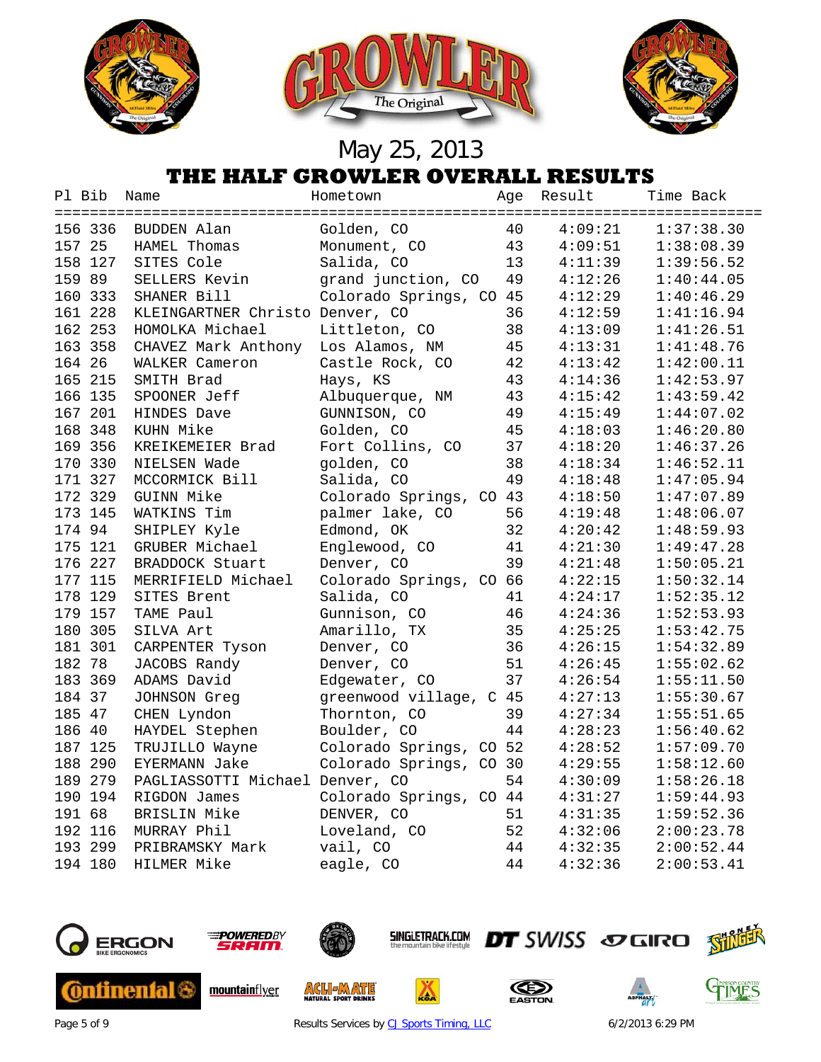May 25, 2013

# THE HALF GROWLER OVERALL RESULTS

| Pl | Bib | Name | Hometown | Age | Result | Time Back |
|---|---|---|---|---|---|---|
| 156 | 336 | BUDDEN Alan | Golden, CO | 40 | 4:09:21 | 1:37:38.30 |
| 157 | 25 | HAMEL Thomas | Monument, CO | 43 | 4:09:51 | 1:38:08.39 |
| 158 | 127 | SITES Cole | Salida, CO | 13 | 4:11:39 | 1:39:56.52 |
| 159 | 89 | SELLERS Kevin | grand junction, CO | 49 | 4:12:26 | 1:40:44.05 |
| 160 | 333 | SHANER Bill | Colorado Springs, CO | 45 | 4:12:29 | 1:40:46.29 |
| 161 | 228 | KLEINGARTNER Christo | Denver, CO | 36 | 4:12:59 | 1:41:16.94 |
| 162 | 253 | HOMOLKA Michael | Littleton, CO | 38 | 4:13:09 | 1:41:26.51 |
| 163 | 358 | CHAVEZ Mark Anthony | Los Alamos, NM | 45 | 4:13:31 | 1:41:48.76 |
| 164 | 26 | WALKER Cameron | Castle Rock, CO | 42 | 4:13:42 | 1:42:00.11 |
| 165 | 215 | SMITH Brad | Hays, KS | 43 | 4:14:36 | 1:42:53.97 |
| 166 | 135 | SPOONER Jeff | Albuquerque, NM | 43 | 4:15:42 | 1:43:59.42 |
| 167 | 201 | HINDES Dave | GUNNISON, CO | 49 | 4:15:49 | 1:44:07.02 |
| 168 | 348 | KUHN Mike | Golden, CO | 45 | 4:18:03 | 1:46:20.80 |
| 169 | 356 | KREIKEMEIER Brad | Fort Collins, CO | 37 | 4:18:20 | 1:46:37.26 |
| 170 | 330 | NIELSEN Wade | golden, CO | 38 | 4:18:34 | 1:46:52.11 |
| 171 | 327 | MCCORMICK Bill | Salida, CO | 49 | 4:18:48 | 1:47:05.94 |
| 172 | 329 | GUINN Mike | Colorado Springs, CO | 43 | 4:18:50 | 1:47:07.89 |
| 173 | 145 | WATKINS Tim | palmer lake, CO | 56 | 4:19:48 | 1:48:06.07 |
| 174 | 94 | SHIPLEY Kyle | Edmond, OK | 32 | 4:20:42 | 1:48:59.93 |
| 175 | 121 | GRUBER Michael | Englewood, CO | 41 | 4:21:30 | 1:49:47.28 |
| 176 | 227 | BRADDOCK Stuart | Denver, CO | 39 | 4:21:48 | 1:50:05.21 |
| 177 | 115 | MERRIFIELD Michael | Colorado Springs, CO | 66 | 4:22:15 | 1:50:32.14 |
| 178 | 129 | SITES Brent | Salida, CO | 41 | 4:24:17 | 1:52:35.12 |
| 179 | 157 | TAME Paul | Gunnison, CO | 46 | 4:24:36 | 1:52:53.93 |
| 180 | 305 | SILVA Art | Amarillo, TX | 35 | 4:25:25 | 1:53:42.75 |
| 181 | 301 | CARPENTER Tyson | Denver, CO | 36 | 4:26:15 | 1:54:32.89 |
| 182 | 78 | JACOBS Randy | Denver, CO | 51 | 4:26:45 | 1:55:02.62 |
| 183 | 369 | ADAMS David | Edgewater, CO | 37 | 4:26:54 | 1:55:11.50 |
| 184 | 37 | JOHNSON Greg | greenwood village, C | 45 | 4:27:13 | 1:55:30.67 |
| 185 | 47 | CHEN Lyndon | Thornton, CO | 39 | 4:27:34 | 1:55:51.65 |
| 186 | 40 | HAYDEL Stephen | Boulder, CO | 44 | 4:28:23 | 1:56:40.62 |
| 187 | 125 | TRUJILLO Wayne | Colorado Springs, CO | 52 | 4:28:52 | 1:57:09.70 |
| 188 | 290 | EYERMANN Jake | Colorado Springs, CO | 30 | 4:29:55 | 1:58:12.60 |
| 189 | 279 | PAGLIASSOTTI Michael | Denver, CO | 54 | 4:30:09 | 1:58:26.18 |
| 190 | 194 | RIGDON James | Colorado Springs, CO | 44 | 4:31:27 | 1:59:44.93 |
| 191 | 68 | BRISLIN Mike | DENVER, CO | 51 | 4:31:35 | 1:59:52.36 |
| 192 | 116 | MURRAY Phil | Loveland, CO | 52 | 4:32:06 | 2:00:23.78 |
| 193 | 299 | PRIBRAMSKY Mark | vail, CO | 44 | 4:32:35 | 2:00:52.44 |
| 194 | 180 | HILMER Mike | eagle, CO | 44 | 4:32:36 | 2:00:53.41 |

Results Services by CJ Sports Timing, LLC 6/2/2013 6:29 PM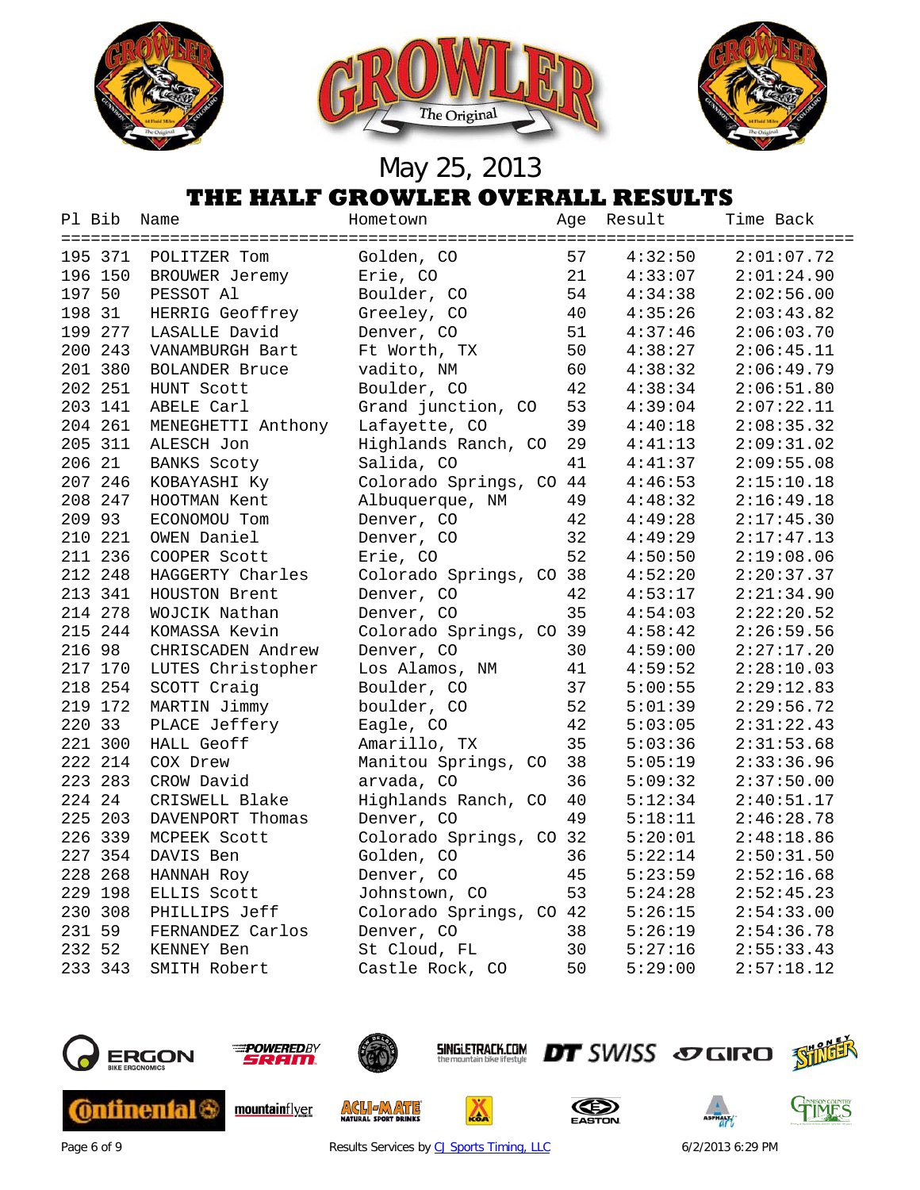May 25, 2013

# THE HALF GROWLER OVERALL RESULTS

| Pl | Bib | Name | Hometown | Age | Result | Time Back |
|---|---|---|---|---|---|---|
| 195 | 371 | POLITZER Tom | Golden, CO | 57 | 4:32:50 | 2:01:07.72 |
| 196 | 150 | BROUWER Jeremy | Erie, CO | 21 | 4:33:07 | 2:01:24.90 |
| 197 | 50 | PESSOT Al | Boulder, CO | 54 | 4:34:38 | 2:02:56.00 |
| 198 | 31 | HERRIG Geoffrey | Greeley, CO | 40 | 4:35:26 | 2:03:43.82 |
| 199 | 277 | LASALLE David | Denver, CO | 51 | 4:37:46 | 2:06:03.70 |
| 200 | 243 | VANAMBURGH Bart | Ft Worth, TX | 50 | 4:38:27 | 2:06:45.11 |
| 201 | 380 | BOLANDER Bruce | vadito, NM | 60 | 4:38:32 | 2:06:49.79 |
| 202 | 251 | HUNT Scott | Boulder, CO | 42 | 4:38:34 | 2:06:51.80 |
| 203 | 141 | ABELE Carl | Grand junction, CO | 53 | 4:39:04 | 2:07:22.11 |
| 204 | 261 | MENEGHETTI Anthony | Lafayette, CO | 39 | 4:40:18 | 2:08:35.32 |
| 205 | 311 | ALESCH Jon | Highlands Ranch, CO | 29 | 4:41:13 | 2:09:31.02 |
| 206 | 21 | BANKS Scoty | Salida, CO | 41 | 4:41:37 | 2:09:55.08 |
| 207 | 246 | KOBAYASHI Ky | Colorado Springs, CO | 44 | 4:46:53 | 2:15:10.18 |
| 208 | 247 | HOOTMAN Kent | Albuquerque, NM | 49 | 4:48:32 | 2:16:49.18 |
| 209 | 93 | ECONOMOU Tom | Denver, CO | 42 | 4:49:28 | 2:17:45.30 |
| 210 | 221 | OWEN Daniel | Denver, CO | 32 | 4:49:29 | 2:17:47.13 |
| 211 | 236 | COOPER Scott | Erie, CO | 52 | 4:50:50 | 2:19:08.06 |
| 212 | 248 | HAGGERTY Charles | Colorado Springs, CO | 38 | 4:52:20 | 2:20:37.37 |
| 213 | 341 | HOUSTON Brent | Denver, CO | 42 | 4:53:17 | 2:21:34.90 |
| 214 | 278 | WOJCIK Nathan | Denver, CO | 35 | 4:54:03 | 2:22:20.52 |
| 215 | 244 | KOMASSA Kevin | Colorado Springs, CO | 39 | 4:58:42 | 2:26:59.56 |
| 216 | 98 | CHRISCADEN Andrew | Denver, CO | 30 | 4:59:00 | 2:27:17.20 |
| 217 | 170 | LUTES Christopher | Los Alamos, NM | 41 | 4:59:52 | 2:28:10.03 |
| 218 | 254 | SCOTT Craig | Boulder, CO | 37 | 5:00:55 | 2:29:12.83 |
| 219 | 172 | MARTIN Jimmy | boulder, CO | 52 | 5:01:39 | 2:29:56.72 |
| 220 | 33 | PLACE Jeffery | Eagle, CO | 42 | 5:03:05 | 2:31:22.43 |
| 221 | 300 | HALL Geoff | Amarillo, TX | 35 | 5:03:36 | 2:31:53.68 |
| 222 | 214 | COX Drew | Manitou Springs, CO | 38 | 5:05:19 | 2:33:36.96 |
| 223 | 283 | CROW David | arvada, CO | 36 | 5:09:32 | 2:37:50.00 |
| 224 | 24 | CRISWELL Blake | Highlands Ranch, CO | 40 | 5:12:34 | 2:40:51.17 |
| 225 | 203 | DAVENPORT Thomas | Denver, CO | 49 | 5:18:11 | 2:46:28.78 |
| 226 | 339 | MCPEEK Scott | Colorado Springs, CO | 32 | 5:20:01 | 2:48:18.86 |
| 227 | 354 | DAVIS Ben | Golden, CO | 36 | 5:22:14 | 2:50:31.50 |
| 228 | 268 | HANNAH Roy | Denver, CO | 45 | 5:23:59 | 2:52:16.68 |
| 229 | 198 | ELLIS Scott | Johnstown, CO | 53 | 5:24:28 | 2:52:45.23 |
| 230 | 308 | PHILLIPS Jeff | Colorado Springs, CO | 42 | 5:26:15 | 2:54:33.00 |
| 231 | 59 | FERNANDEZ Carlos | Denver, CO | 38 | 5:26:19 | 2:54:36.78 |
| 232 | 52 | KENNEY Ben | St Cloud, FL | 30 | 5:27:16 | 2:55:33.43 |
| 233 | 343 | SMITH Robert | Castle Rock, CO | 50 | 5:29:00 | 2:57:18.12 |

Results Services by CJ Sports Timing, LLC　　6/2/2013 6:29 PM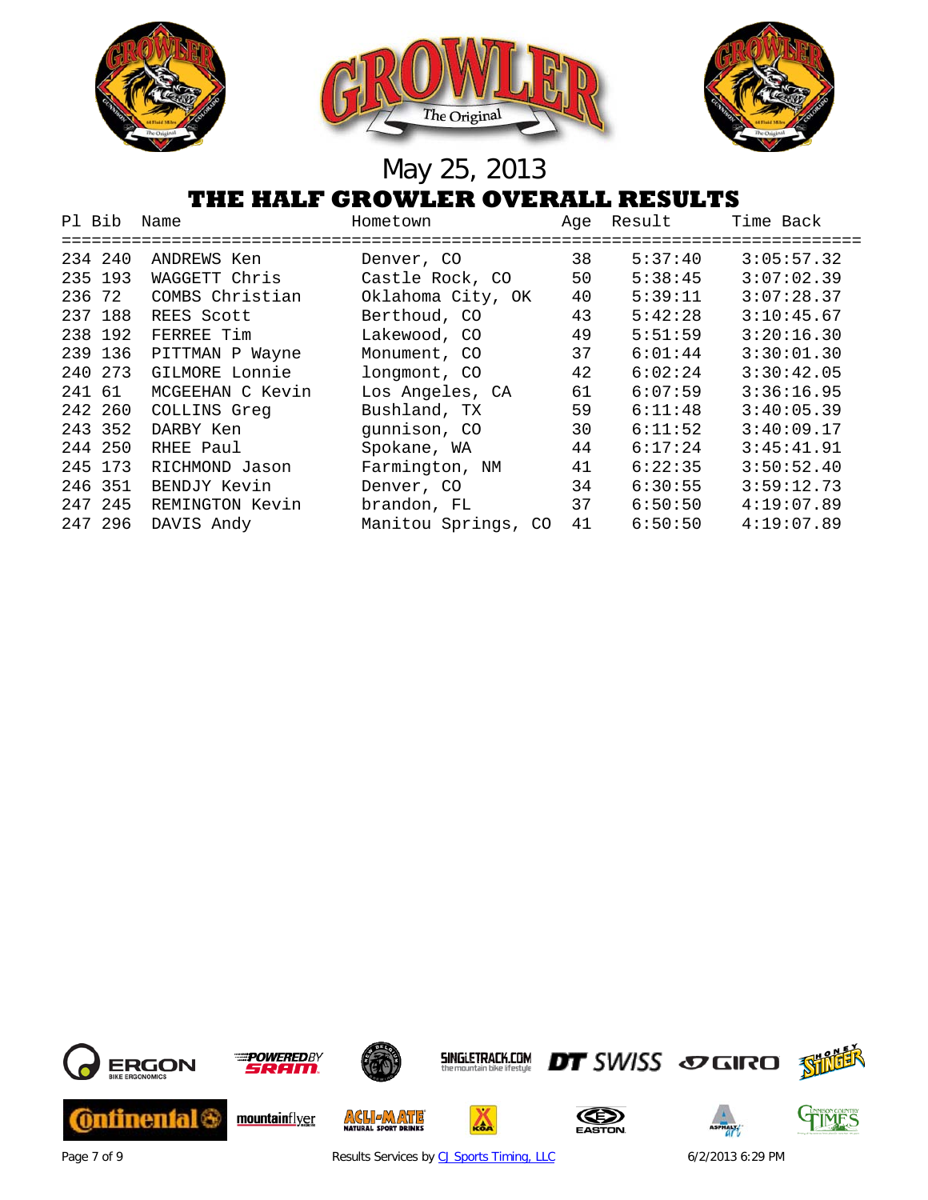May 25, 2013

# THE HALF GROWLER OVERALL RESULTS

| Pl | Bib | Name | Hometown | Age | Result | Time Back |
|---|---|---|---|---|---|---|
| 234 | 240 | ANDREWS Ken | Denver, CO | 38 | 5:37:40 | 3:05:57.32 |
| 235 | 193 | WAGGETT Chris | Castle Rock, CO | 50 | 5:38:45 | 3:07:02.39 |
| 236 | 72 | COMBS Christian | Oklahoma City, OK | 40 | 5:39:11 | 3:07:28.37 |
| 237 | 188 | REES Scott | Berthoud, CO | 43 | 5:42:28 | 3:10:45.67 |
| 238 | 192 | FERREE Tim | Lakewood, CO | 49 | 5:51:59 | 3:20:16.30 |
| 239 | 136 | PITTMAN P Wayne | Monument, CO | 37 | 6:01:44 | 3:30:01.30 |
| 240 | 273 | GILMORE Lonnie | longmont, CO | 42 | 6:02:24 | 3:30:42.05 |
| 241 | 61 | MCGEEHAN C Kevin | Los Angeles, CA | 61 | 6:07:59 | 3:36:16.95 |
| 242 | 260 | COLLINS Greg | Bushland, TX | 59 | 6:11:48 | 3:40:05.39 |
| 243 | 352 | DARBY Ken | gunnison, CO | 30 | 6:11:52 | 3:40:09.17 |
| 244 | 250 | RHEE Paul | Spokane, WA | 44 | 6:17:24 | 3:45:41.91 |
| 245 | 173 | RICHMOND Jason | Farmington, NM | 41 | 6:22:35 | 3:50:52.40 |
| 246 | 351 | BENDJY Kevin | Denver, CO | 34 | 6:30:55 | 3:59:12.73 |
| 247 | 245 | REMINGTON Kevin | brandon, FL | 37 | 6:50:50 | 4:19:07.89 |
| 247 | 296 | DAVIS Andy | Manitou Springs, CO | 41 | 6:50:50 | 4:19:07.89 |

Results Services by CJ Sports Timing, LLC

6/2/2013 6:29 PM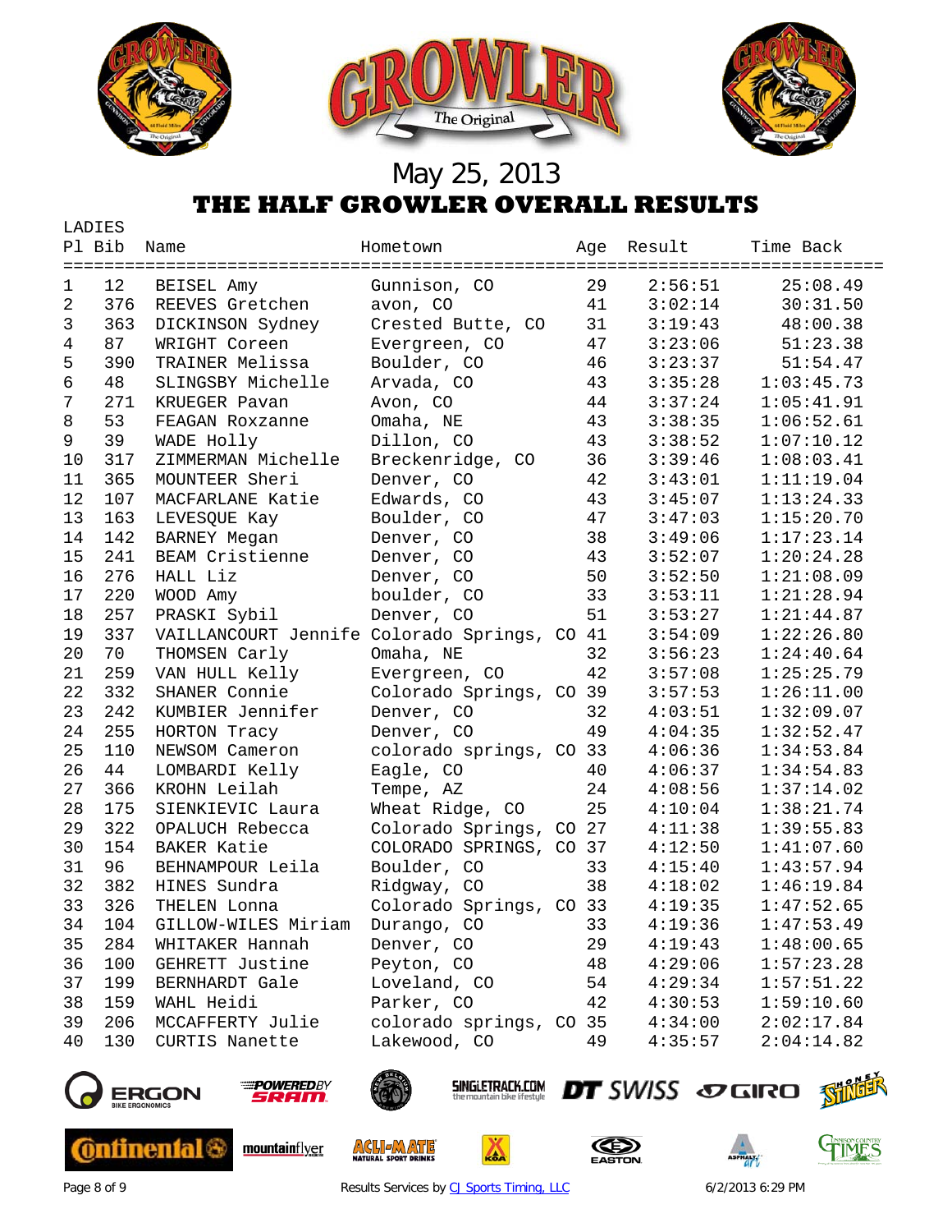May 25, 2013

# THE HALF GROWLER OVERALL RESULTS

LADIES

| Pl | Bib | Name | Hometown | Age | Result | Time Back |
|---|---|---|---|---|---|---|
| 1 | 12 | BEISEL Amy | Gunnison, CO | 29 | 2:56:51 | 25:08.49 |
| 2 | 376 | REEVES Gretchen | avon, CO | 41 | 3:02:14 | 30:31.50 |
| 3 | 363 | DICKINSON Sydney | Crested Butte, CO | 31 | 3:19:43 | 48:00.38 |
| 4 | 87 | WRIGHT Coreen | Evergreen, CO | 47 | 3:23:06 | 51:23.38 |
| 5 | 390 | TRAINER Melissa | Boulder, CO | 46 | 3:23:37 | 51:54.47 |
| 6 | 48 | SLINGSBY Michelle | Arvada, CO | 43 | 3:35:28 | 1:03:45.73 |
| 7 | 271 | KRUEGER Pavan | Avon, CO | 44 | 3:37:24 | 1:05:41.91 |
| 8 | 53 | FEAGAN Roxzanne | Omaha, NE | 43 | 3:38:35 | 1:06:52.61 |
| 9 | 39 | WADE Holly | Dillon, CO | 43 | 3:38:52 | 1:07:10.12 |
| 10 | 317 | ZIMMERMAN Michelle | Breckenridge, CO | 36 | 3:39:46 | 1:08:03.41 |
| 11 | 365 | MOUNTEER Sheri | Denver, CO | 42 | 3:43:01 | 1:11:19.04 |
| 12 | 107 | MACFARLANE Katie | Edwards, CO | 43 | 3:45:07 | 1:13:24.33 |
| 13 | 163 | LEVESQUE Kay | Boulder, CO | 47 | 3:47:03 | 1:15:20.70 |
| 14 | 142 | BARNEY Megan | Denver, CO | 38 | 3:49:06 | 1:17:23.14 |
| 15 | 241 | BEAM Cristienne | Denver, CO | 43 | 3:52:07 | 1:20:24.28 |
| 16 | 276 | HALL Liz | Denver, CO | 50 | 3:52:50 | 1:21:08.09 |
| 17 | 220 | WOOD Amy | boulder, CO | 33 | 3:53:11 | 1:21:28.94 |
| 18 | 257 | PRASKI Sybil | Denver, CO | 51 | 3:53:27 | 1:21:44.87 |
| 19 | 337 | VAILLANCOURT Jennife | Colorado Springs, CO | 41 | 3:54:09 | 1:22:26.80 |
| 20 | 70 | THOMSEN Carly | Omaha, NE | 32 | 3:56:23 | 1:24:40.64 |
| 21 | 259 | VAN HULL Kelly | Evergreen, CO | 42 | 3:57:08 | 1:25:25.79 |
| 22 | 332 | SHANER Connie | Colorado Springs, CO | 39 | 3:57:53 | 1:26:11.00 |
| 23 | 242 | KUMBIER Jennifer | Denver, CO | 32 | 4:03:51 | 1:32:09.07 |
| 24 | 255 | HORTON Tracy | Denver, CO | 49 | 4:04:35 | 1:32:52.47 |
| 25 | 110 | NEWSOM Cameron | colorado springs, CO | 33 | 4:06:36 | 1:34:53.84 |
| 26 | 44 | LOMBARDI Kelly | Eagle, CO | 40 | 4:06:37 | 1:34:54.83 |
| 27 | 366 | KROHN Leilah | Tempe, AZ | 24 | 4:08:56 | 1:37:14.02 |
| 28 | 175 | SIENKIEVIC Laura | Wheat Ridge, CO | 25 | 4:10:04 | 1:38:21.74 |
| 29 | 322 | OPALUCH Rebecca | Colorado Springs, CO | 27 | 4:11:38 | 1:39:55.83 |
| 30 | 154 | BAKER Katie | COLORADO SPRINGS, CO | 37 | 4:12:50 | 1:41:07.60 |
| 31 | 96 | BEHNAMPOUR Leila | Boulder, CO | 33 | 4:15:40 | 1:43:57.94 |
| 32 | 382 | HINES Sundra | Ridgway, CO | 38 | 4:18:02 | 1:46:19.84 |
| 33 | 326 | THELEN Lonna | Colorado Springs, CO | 33 | 4:19:35 | 1:47:52.65 |
| 34 | 104 | GILLOW-WILES Miriam | Durango, CO | 33 | 4:19:36 | 1:47:53.49 |
| 35 | 284 | WHITAKER Hannah | Denver, CO | 29 | 4:19:43 | 1:48:00.65 |
| 36 | 100 | GEHRETT Justine | Peyton, CO | 48 | 4:29:06 | 1:57:23.28 |
| 37 | 199 | BERNHARDT Gale | Loveland, CO | 54 | 4:29:34 | 1:57:51.22 |
| 38 | 159 | WAHL Heidi | Parker, CO | 42 | 4:30:53 | 1:59:10.60 |
| 39 | 206 | MCCAFFERTY Julie | colorado springs, CO | 35 | 4:34:00 | 2:02:17.84 |
| 40 | 130 | CURTIS Nanette | Lakewood, CO | 49 | 4:35:57 | 2:04:14.82 |

Results Services by CJ Sports Timing, LLC

6/2/2013 6:29 PM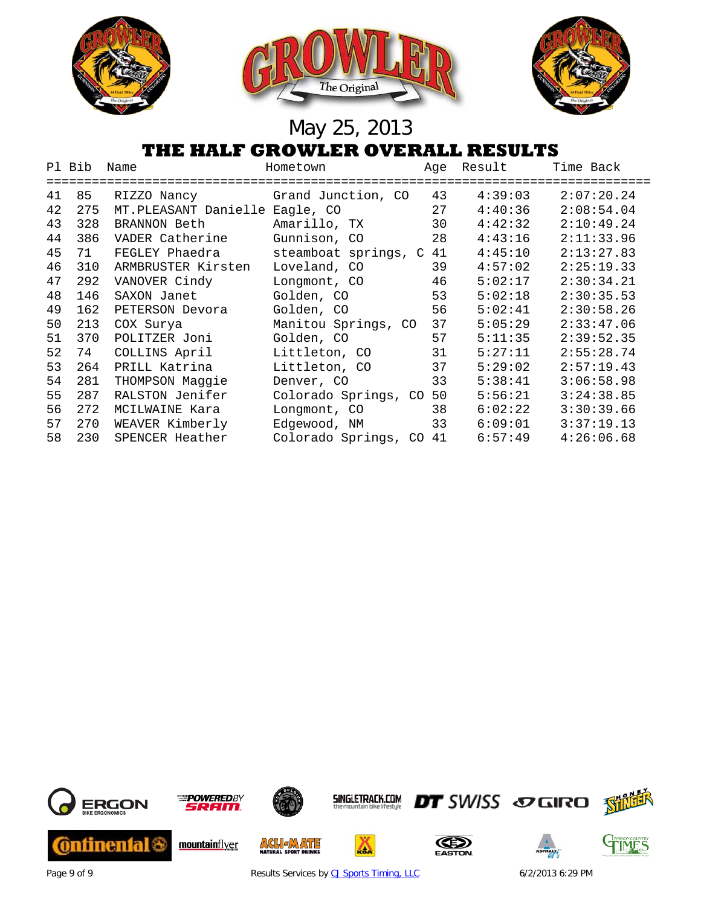May 25, 2013

## THE HALF GROWLER OVERALL RESULTS

| Pl | Bib | Name | Hometown | Age | Result | Time Back |
|---|---|---|---|---|---|---|
| 41 | 85 | RIZZO Nancy | Grand Junction, CO | 43 | 4:39:03 | 2:07:20.24 |
| 42 | 275 | MT.PLEASANT Danielle | Eagle, CO | 27 | 4:40:36 | 2:08:54.04 |
| 43 | 328 | BRANNON Beth | Amarillo, TX | 30 | 4:42:32 | 2:10:49.24 |
| 44 | 386 | VADER Catherine | Gunnison, CO | 28 | 4:43:16 | 2:11:33.96 |
| 45 | 71 | FEGLEY Phaedra | steamboat springs, C | 41 | 4:45:10 | 2:13:27.83 |
| 46 | 310 | ARMBRUSTER Kirsten | Loveland, CO | 39 | 4:57:02 | 2:25:19.33 |
| 47 | 292 | VANOVER Cindy | Longmont, CO | 46 | 5:02:17 | 2:30:34.21 |
| 48 | 146 | SAXON Janet | Golden, CO | 53 | 5:02:18 | 2:30:35.53 |
| 49 | 162 | PETERSON Devora | Golden, CO | 56 | 5:02:41 | 2:30:58.26 |
| 50 | 213 | COX Surya | Manitou Springs, CO | 37 | 5:05:29 | 2:33:47.06 |
| 51 | 370 | POLITZER Joni | Golden, CO | 57 | 5:11:35 | 2:39:52.35 |
| 52 | 74 | COLLINS April | Littleton, CO | 31 | 5:27:11 | 2:55:28.74 |
| 53 | 264 | PRILL Katrina | Littleton, CO | 37 | 5:29:02 | 2:57:19.43 |
| 54 | 281 | THOMPSON Maggie | Denver, CO | 33 | 5:38:41 | 3:06:58.98 |
| 55 | 287 | RALSTON Jenifer | Colorado Springs, CO | 50 | 5:56:21 | 3:24:38.85 |
| 56 | 272 | MCILWAINE Kara | Longmont, CO | 38 | 6:02:22 | 3:30:39.66 |
| 57 | 270 | WEAVER Kimberly | Edgewood, NM | 33 | 6:09:01 | 3:37:19.13 |
| 58 | 230 | SPENCER Heather | Colorado Springs, CO | 41 | 6:57:49 | 4:26:06.68 |

Results Services by CJ Sports Timing, LLC

6/2/2013 6:29 PM